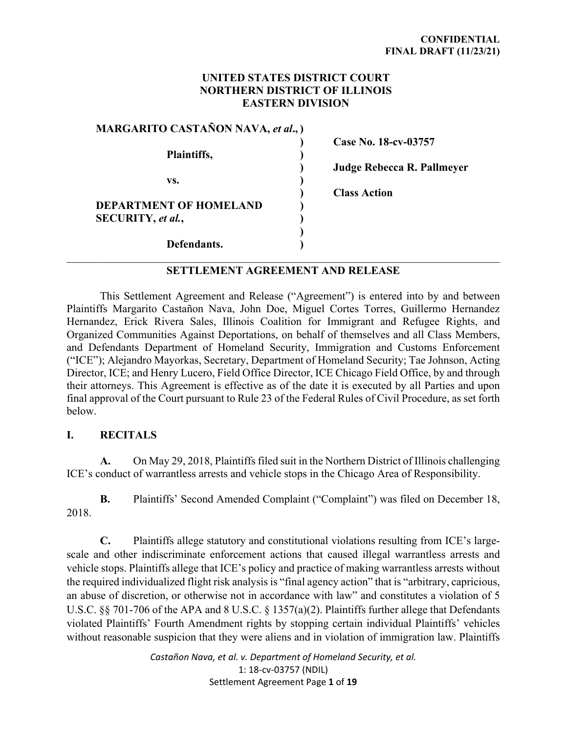**CONFIDENTIAL**
**FINAL DRAFT (11/23/21)**

**UNITED STATES DISTRICT COURT**
**NORTHERN DISTRICT OF ILLINOIS**
**EASTERN DIVISION**

| | | |
|---|---|---|
| **MARGARITO CASTAÑON NAVA, *et al*.,** | ) | |
| | ) | **Case No. 18-cv-03757** |
| **Plaintiffs,** | ) | |
| | ) | **Judge Rebecca R. Pallmeyer** |
| **vs.** | ) | |
| | ) | **Class Action** |
| **DEPARTMENT OF HOMELAND SECURITY, *et al.*,** | ) | |
| | ) | |
| **Defendants.** | ) | |

## SETTLEMENT AGREEMENT AND RELEASE

This Settlement Agreement and Release ("Agreement") is entered into by and between Plaintiffs Margarito Castañon Nava, John Doe, Miguel Cortes Torres, Guillermo Hernandez Hernandez, Erick Rivera Sales, Illinois Coalition for Immigrant and Refugee Rights, and Organized Communities Against Deportations, on behalf of themselves and all Class Members, and Defendants Department of Homeland Security, Immigration and Customs Enforcement ("ICE"); Alejandro Mayorkas, Secretary, Department of Homeland Security; Tae Johnson, Acting Director, ICE; and Henry Lucero, Field Office Director, ICE Chicago Field Office, by and through their attorneys. This Agreement is effective as of the date it is executed by all Parties and upon final approval of the Court pursuant to Rule 23 of the Federal Rules of Civil Procedure, as set forth below.

## I. RECITALS

**A.** On May 29, 2018, Plaintiffs filed suit in the Northern District of Illinois challenging ICE's conduct of warrantless arrests and vehicle stops in the Chicago Area of Responsibility.

**B.** Plaintiffs' Second Amended Complaint ("Complaint") was filed on December 18, 2018.

**C.** Plaintiffs allege statutory and constitutional violations resulting from ICE's large-scale and other indiscriminate enforcement actions that caused illegal warrantless arrests and vehicle stops. Plaintiffs allege that ICE's policy and practice of making warrantless arrests without the required individualized flight risk analysis is "final agency action" that is "arbitrary, capricious, an abuse of discretion, or otherwise not in accordance with law" and constitutes a violation of 5 U.S.C. §§ 701-706 of the APA and 8 U.S.C. § 1357(a)(2). Plaintiffs further allege that Defendants violated Plaintiffs' Fourth Amendment rights by stopping certain individual Plaintiffs' vehicles without reasonable suspicion that they were aliens and in violation of immigration law. Plaintiffs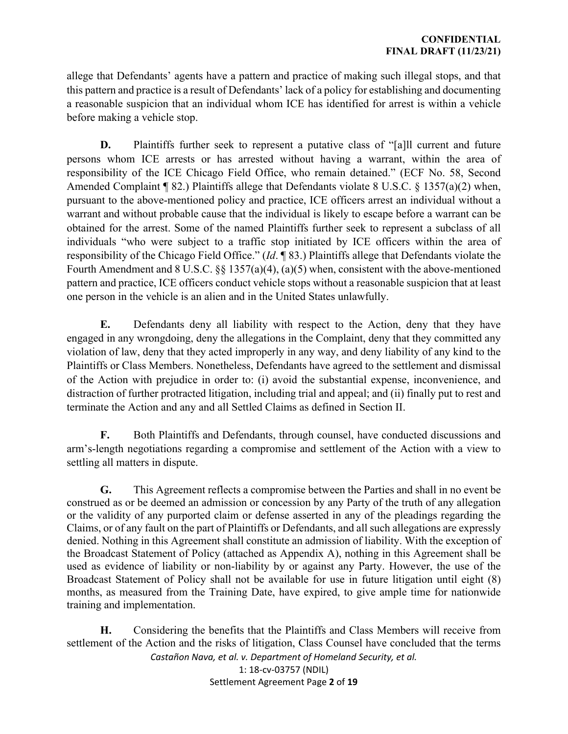allege that Defendants' agents have a pattern and practice of making such illegal stops, and that this pattern and practice is a result of Defendants' lack of a policy for establishing and documenting a reasonable suspicion that an individual whom ICE has identified for arrest is within a vehicle before making a vehicle stop.

**D.** Plaintiffs further seek to represent a putative class of "[a]ll current and future persons whom ICE arrests or has arrested without having a warrant, within the area of responsibility of the ICE Chicago Field Office, who remain detained." (ECF No. 58, Second Amended Complaint ¶ 82.) Plaintiffs allege that Defendants violate 8 U.S.C. § 1357(a)(2) when, pursuant to the above-mentioned policy and practice, ICE officers arrest an individual without a warrant and without probable cause that the individual is likely to escape before a warrant can be obtained for the arrest. Some of the named Plaintiffs further seek to represent a subclass of all individuals "who were subject to a traffic stop initiated by ICE officers within the area of responsibility of the Chicago Field Office." (*Id*. ¶ 83.) Plaintiffs allege that Defendants violate the Fourth Amendment and 8 U.S.C. §§ 1357(a)(4), (a)(5) when, consistent with the above-mentioned pattern and practice, ICE officers conduct vehicle stops without a reasonable suspicion that at least one person in the vehicle is an alien and in the United States unlawfully.

**E.** Defendants deny all liability with respect to the Action, deny that they have engaged in any wrongdoing, deny the allegations in the Complaint, deny that they committed any violation of law, deny that they acted improperly in any way, and deny liability of any kind to the Plaintiffs or Class Members. Nonetheless, Defendants have agreed to the settlement and dismissal of the Action with prejudice in order to: (i) avoid the substantial expense, inconvenience, and distraction of further protracted litigation, including trial and appeal; and (ii) finally put to rest and terminate the Action and any and all Settled Claims as defined in Section II.

**F.** Both Plaintiffs and Defendants, through counsel, have conducted discussions and arm's-length negotiations regarding a compromise and settlement of the Action with a view to settling all matters in dispute.

**G.** This Agreement reflects a compromise between the Parties and shall in no event be construed as or be deemed an admission or concession by any Party of the truth of any allegation or the validity of any purported claim or defense asserted in any of the pleadings regarding the Claims, or of any fault on the part of Plaintiffs or Defendants, and all such allegations are expressly denied. Nothing in this Agreement shall constitute an admission of liability. With the exception of the Broadcast Statement of Policy (attached as Appendix A), nothing in this Agreement shall be used as evidence of liability or non-liability by or against any Party. However, the use of the Broadcast Statement of Policy shall not be available for use in future litigation until eight (8) months, as measured from the Training Date, have expired, to give ample time for nationwide training and implementation.

**H.** Considering the benefits that the Plaintiffs and Class Members will receive from settlement of the Action and the risks of litigation, Class Counsel have concluded that the terms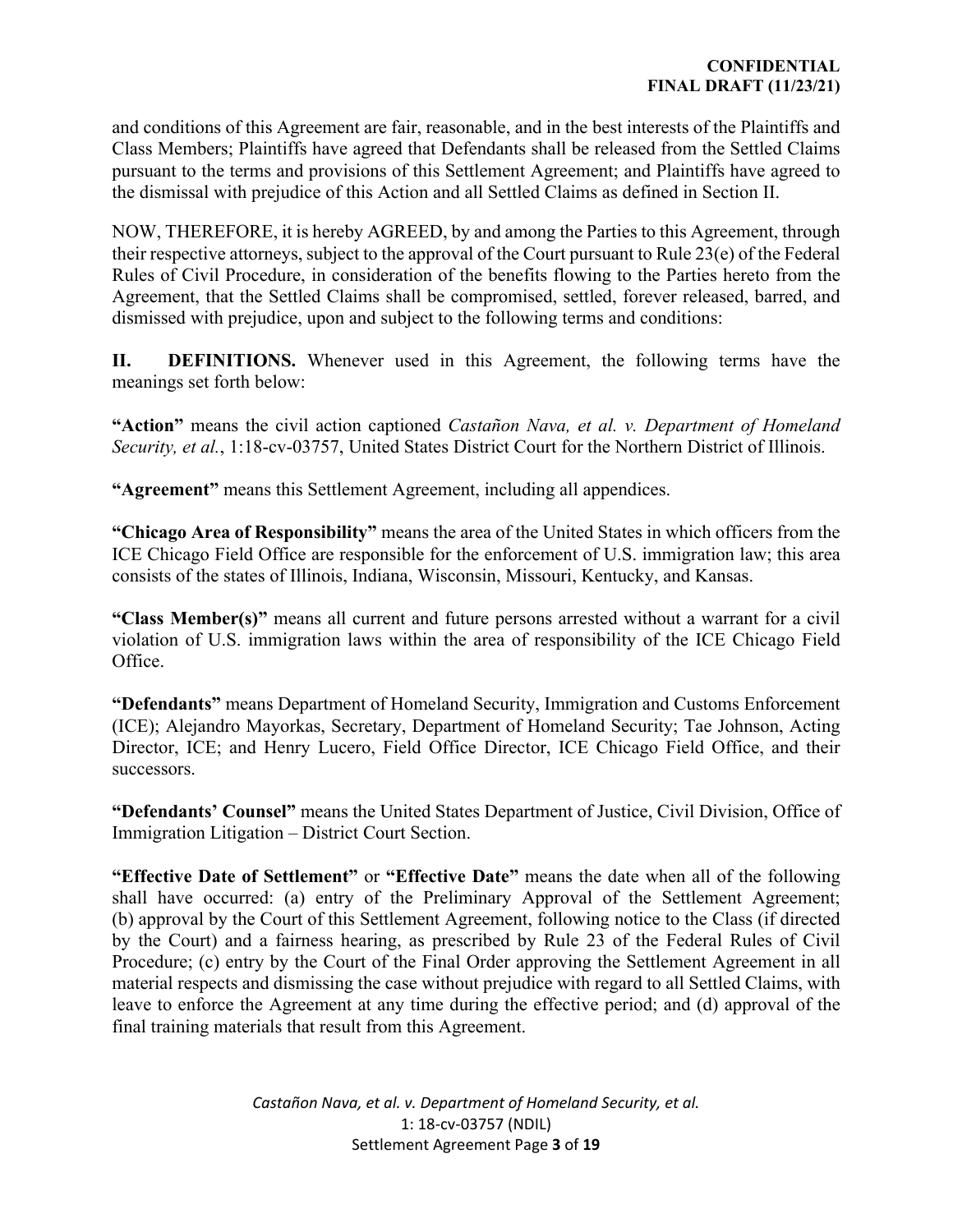and conditions of this Agreement are fair, reasonable, and in the best interests of the Plaintiffs and Class Members; Plaintiffs have agreed that Defendants shall be released from the Settled Claims pursuant to the terms and provisions of this Settlement Agreement; and Plaintiffs have agreed to the dismissal with prejudice of this Action and all Settled Claims as defined in Section II.

NOW, THEREFORE, it is hereby AGREED, by and among the Parties to this Agreement, through their respective attorneys, subject to the approval of the Court pursuant to Rule 23(e) of the Federal Rules of Civil Procedure, in consideration of the benefits flowing to the Parties hereto from the Agreement, that the Settled Claims shall be compromised, settled, forever released, barred, and dismissed with prejudice, upon and subject to the following terms and conditions:

**II. DEFINITIONS.** Whenever used in this Agreement, the following terms have the meanings set forth below:

**"Action"** means the civil action captioned *Castañon Nava, et al. v. Department of Homeland Security, et al.*, 1:18-cv-03757, United States District Court for the Northern District of Illinois.

**"Agreement"** means this Settlement Agreement, including all appendices.

**"Chicago Area of Responsibility"** means the area of the United States in which officers from the ICE Chicago Field Office are responsible for the enforcement of U.S. immigration law; this area consists of the states of Illinois, Indiana, Wisconsin, Missouri, Kentucky, and Kansas.

**"Class Member(s)"** means all current and future persons arrested without a warrant for a civil violation of U.S. immigration laws within the area of responsibility of the ICE Chicago Field Office.

**"Defendants"** means Department of Homeland Security, Immigration and Customs Enforcement (ICE); Alejandro Mayorkas, Secretary, Department of Homeland Security; Tae Johnson, Acting Director, ICE; and Henry Lucero, Field Office Director, ICE Chicago Field Office, and their successors.

**"Defendants' Counsel"** means the United States Department of Justice, Civil Division, Office of Immigration Litigation – District Court Section.

**"Effective Date of Settlement"** or **"Effective Date"** means the date when all of the following shall have occurred: (a) entry of the Preliminary Approval of the Settlement Agreement; (b) approval by the Court of this Settlement Agreement, following notice to the Class (if directed by the Court) and a fairness hearing, as prescribed by Rule 23 of the Federal Rules of Civil Procedure; (c) entry by the Court of the Final Order approving the Settlement Agreement in all material respects and dismissing the case without prejudice with regard to all Settled Claims, with leave to enforce the Agreement at any time during the effective period; and (d) approval of the final training materials that result from this Agreement.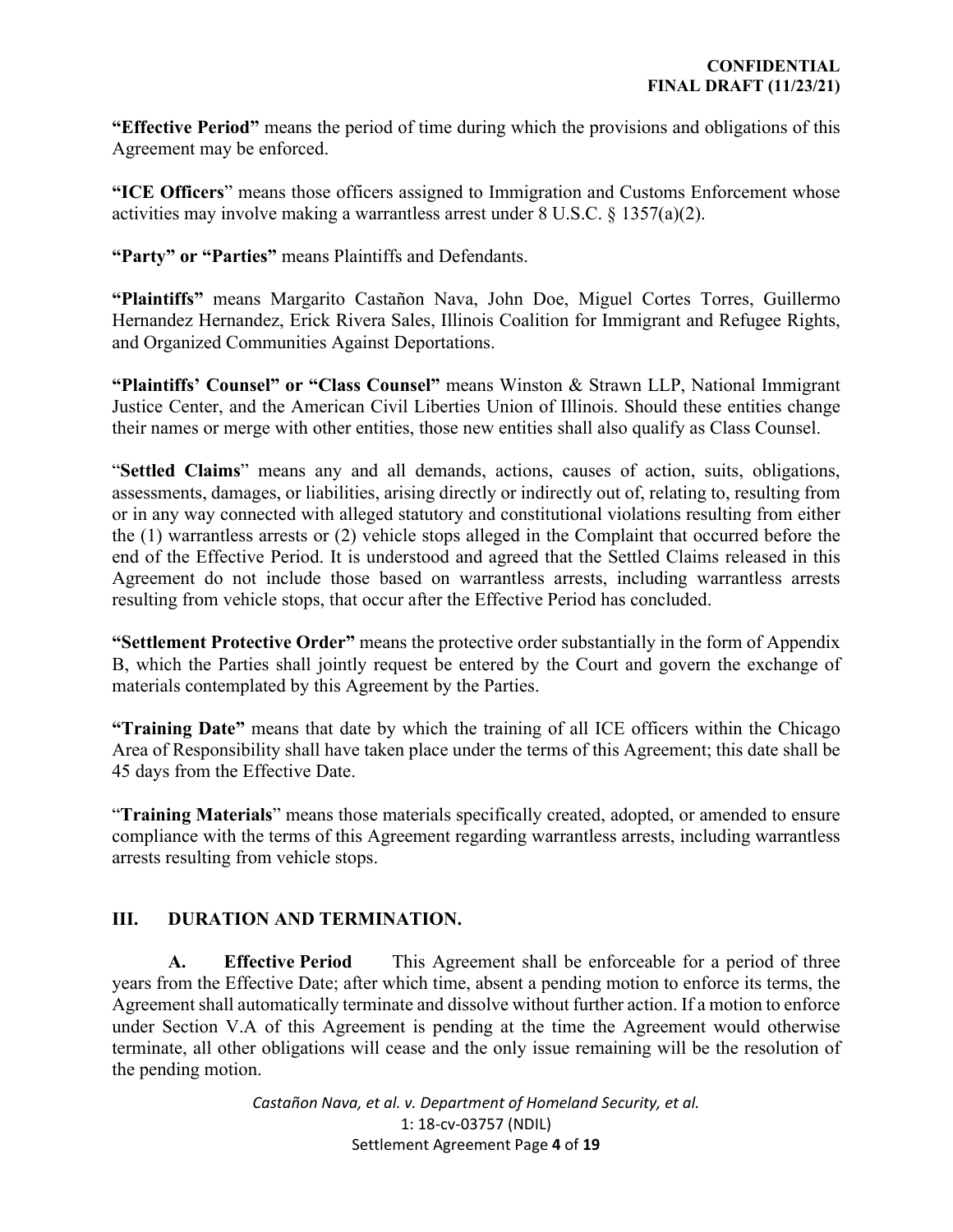**"Effective Period"** means the period of time during which the provisions and obligations of this Agreement may be enforced.

**"ICE Officers"** means those officers assigned to Immigration and Customs Enforcement whose activities may involve making a warrantless arrest under 8 U.S.C. § 1357(a)(2).

**"Party" or "Parties"** means Plaintiffs and Defendants.

**"Plaintiffs"** means Margarito Castañon Nava, John Doe, Miguel Cortes Torres, Guillermo Hernandez Hernandez, Erick Rivera Sales, Illinois Coalition for Immigrant and Refugee Rights, and Organized Communities Against Deportations.

**"Plaintiffs' Counsel" or "Class Counsel"** means Winston & Strawn LLP, National Immigrant Justice Center, and the American Civil Liberties Union of Illinois. Should these entities change their names or merge with other entities, those new entities shall also qualify as Class Counsel.

"**Settled Claims**" means any and all demands, actions, causes of action, suits, obligations, assessments, damages, or liabilities, arising directly or indirectly out of, relating to, resulting from or in any way connected with alleged statutory and constitutional violations resulting from either the (1) warrantless arrests or (2) vehicle stops alleged in the Complaint that occurred before the end of the Effective Period. It is understood and agreed that the Settled Claims released in this Agreement do not include those based on warrantless arrests, including warrantless arrests resulting from vehicle stops, that occur after the Effective Period has concluded.

**"Settlement Protective Order"** means the protective order substantially in the form of Appendix B, which the Parties shall jointly request be entered by the Court and govern the exchange of materials contemplated by this Agreement by the Parties.

**"Training Date"** means that date by which the training of all ICE officers within the Chicago Area of Responsibility shall have taken place under the terms of this Agreement; this date shall be 45 days from the Effective Date.

"**Training Materials**" means those materials specifically created, adopted, or amended to ensure compliance with the terms of this Agreement regarding warrantless arrests, including warrantless arrests resulting from vehicle stops.

## III. DURATION AND TERMINATION.

**A. Effective Period** This Agreement shall be enforceable for a period of three years from the Effective Date; after which time, absent a pending motion to enforce its terms, the Agreement shall automatically terminate and dissolve without further action. If a motion to enforce under Section V.A of this Agreement is pending at the time the Agreement would otherwise terminate, all other obligations will cease and the only issue remaining will be the resolution of the pending motion.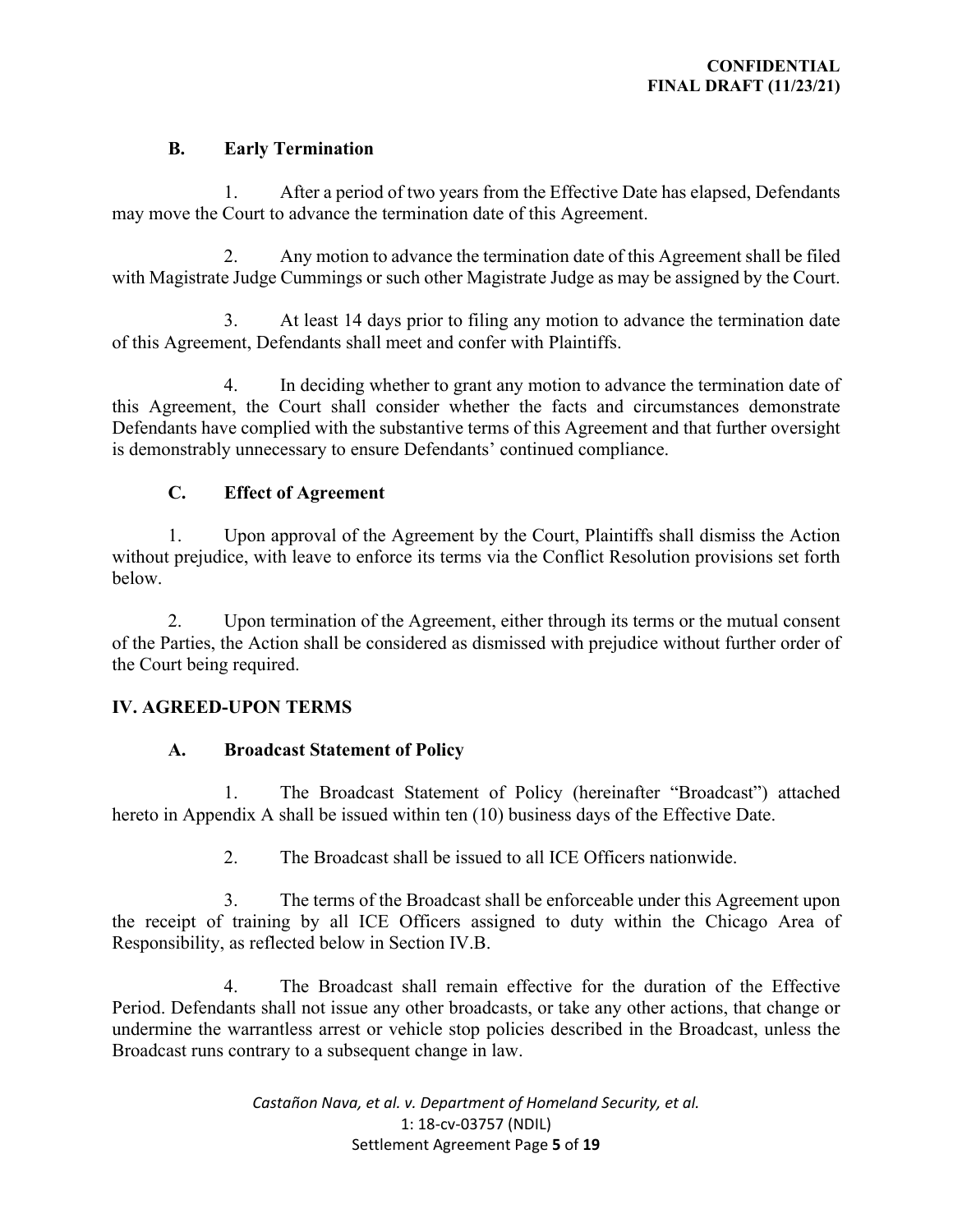### B. Early Termination

1. After a period of two years from the Effective Date has elapsed, Defendants may move the Court to advance the termination date of this Agreement.

2. Any motion to advance the termination date of this Agreement shall be filed with Magistrate Judge Cummings or such other Magistrate Judge as may be assigned by the Court.

3. At least 14 days prior to filing any motion to advance the termination date of this Agreement, Defendants shall meet and confer with Plaintiffs.

4. In deciding whether to grant any motion to advance the termination date of this Agreement, the Court shall consider whether the facts and circumstances demonstrate Defendants have complied with the substantive terms of this Agreement and that further oversight is demonstrably unnecessary to ensure Defendants' continued compliance.

### C. Effect of Agreement

1. Upon approval of the Agreement by the Court, Plaintiffs shall dismiss the Action without prejudice, with leave to enforce its terms via the Conflict Resolution provisions set forth below.

2. Upon termination of the Agreement, either through its terms or the mutual consent of the Parties, the Action shall be considered as dismissed with prejudice without further order of the Court being required.

## IV. AGREED-UPON TERMS

### A. Broadcast Statement of Policy

1. The Broadcast Statement of Policy (hereinafter "Broadcast") attached hereto in Appendix A shall be issued within ten (10) business days of the Effective Date.

2. The Broadcast shall be issued to all ICE Officers nationwide.

3. The terms of the Broadcast shall be enforceable under this Agreement upon the receipt of training by all ICE Officers assigned to duty within the Chicago Area of Responsibility, as reflected below in Section IV.B.

4. The Broadcast shall remain effective for the duration of the Effective Period. Defendants shall not issue any other broadcasts, or take any other actions, that change or undermine the warrantless arrest or vehicle stop policies described in the Broadcast, unless the Broadcast runs contrary to a subsequent change in law.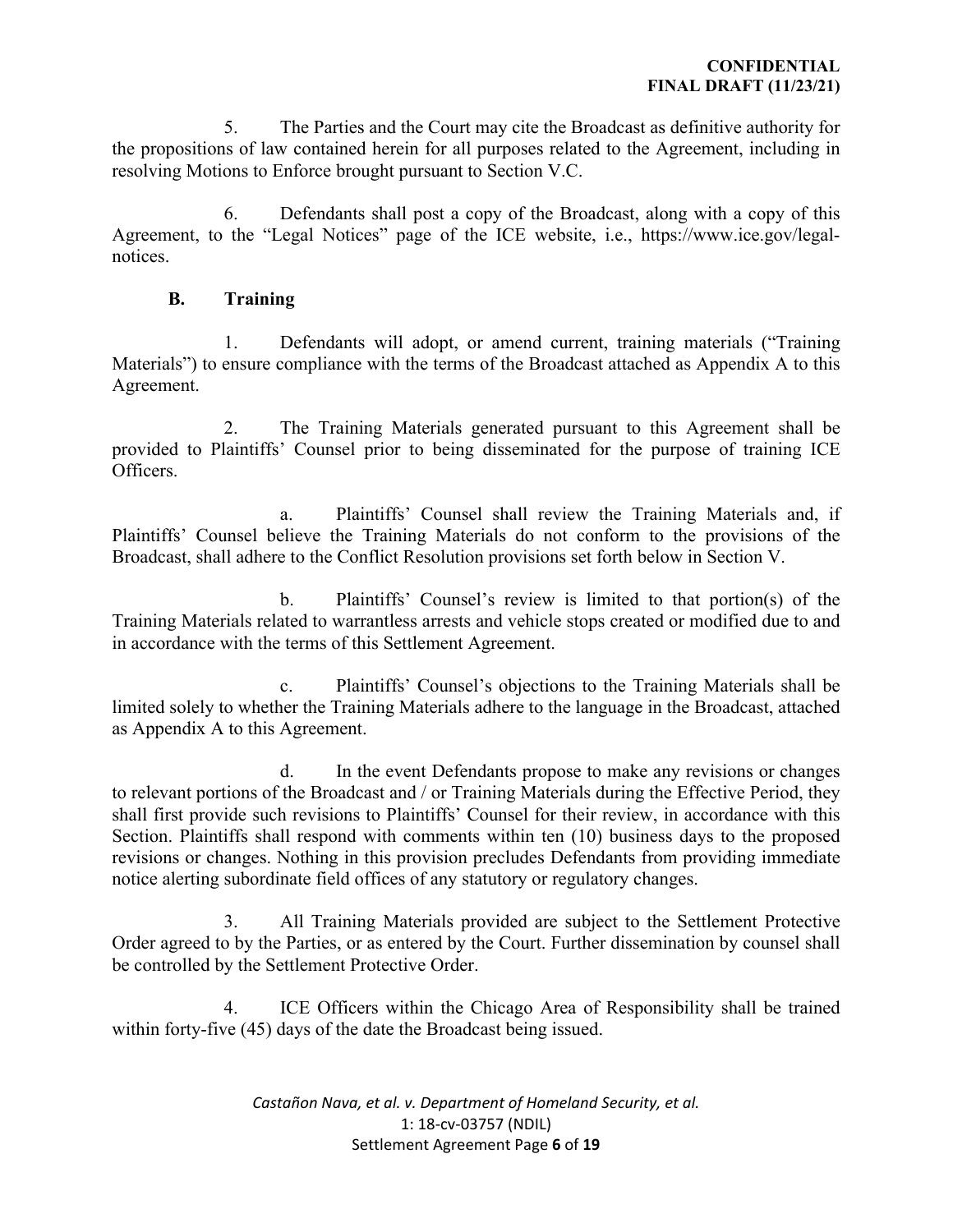5. The Parties and the Court may cite the Broadcast as definitive authority for the propositions of law contained herein for all purposes related to the Agreement, including in resolving Motions to Enforce brought pursuant to Section V.C.

6. Defendants shall post a copy of the Broadcast, along with a copy of this Agreement, to the "Legal Notices" page of the ICE website, i.e., https://www.ice.gov/legal-notices.

### B. Training

1. Defendants will adopt, or amend current, training materials ("Training Materials") to ensure compliance with the terms of the Broadcast attached as Appendix A to this Agreement.

2. The Training Materials generated pursuant to this Agreement shall be provided to Plaintiffs' Counsel prior to being disseminated for the purpose of training ICE Officers.

a. Plaintiffs' Counsel shall review the Training Materials and, if Plaintiffs' Counsel believe the Training Materials do not conform to the provisions of the Broadcast, shall adhere to the Conflict Resolution provisions set forth below in Section V.

b. Plaintiffs' Counsel's review is limited to that portion(s) of the Training Materials related to warrantless arrests and vehicle stops created or modified due to and in accordance with the terms of this Settlement Agreement.

c. Plaintiffs' Counsel's objections to the Training Materials shall be limited solely to whether the Training Materials adhere to the language in the Broadcast, attached as Appendix A to this Agreement.

d. In the event Defendants propose to make any revisions or changes to relevant portions of the Broadcast and / or Training Materials during the Effective Period, they shall first provide such revisions to Plaintiffs' Counsel for their review, in accordance with this Section. Plaintiffs shall respond with comments within ten (10) business days to the proposed revisions or changes. Nothing in this provision precludes Defendants from providing immediate notice alerting subordinate field offices of any statutory or regulatory changes.

3. All Training Materials provided are subject to the Settlement Protective Order agreed to by the Parties, or as entered by the Court. Further dissemination by counsel shall be controlled by the Settlement Protective Order.

4. ICE Officers within the Chicago Area of Responsibility shall be trained within forty-five (45) days of the date the Broadcast being issued.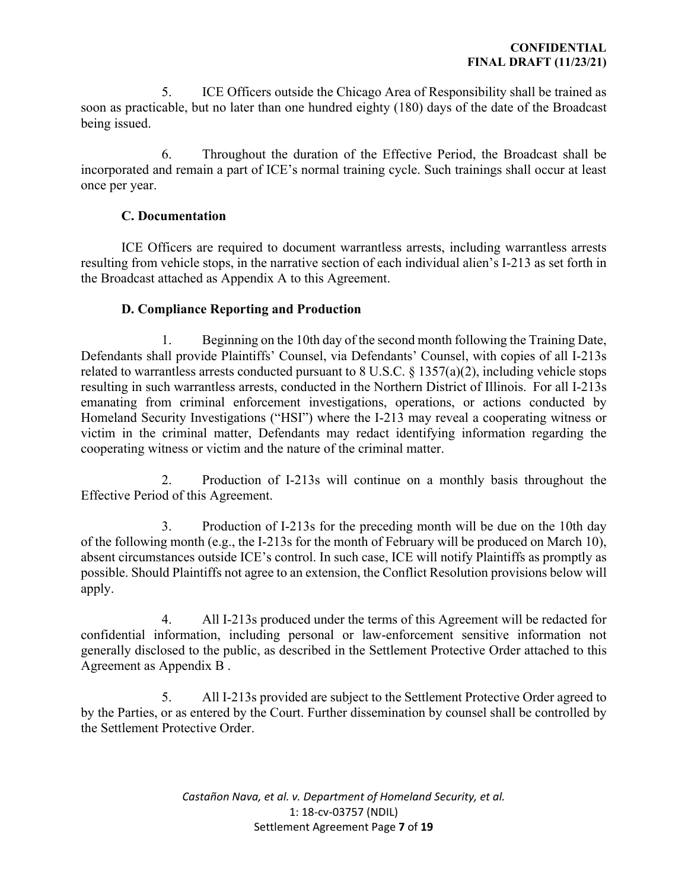5. ICE Officers outside the Chicago Area of Responsibility shall be trained as soon as practicable, but no later than one hundred eighty (180) days of the date of the Broadcast being issued.

6. Throughout the duration of the Effective Period, the Broadcast shall be incorporated and remain a part of ICE's normal training cycle. Such trainings shall occur at least once per year.

### C. Documentation

ICE Officers are required to document warrantless arrests, including warrantless arrests resulting from vehicle stops, in the narrative section of each individual alien's I-213 as set forth in the Broadcast attached as Appendix A to this Agreement.

### D. Compliance Reporting and Production

1. Beginning on the 10th day of the second month following the Training Date, Defendants shall provide Plaintiffs' Counsel, via Defendants' Counsel, with copies of all I-213s related to warrantless arrests conducted pursuant to 8 U.S.C. § 1357(a)(2), including vehicle stops resulting in such warrantless arrests, conducted in the Northern District of Illinois. For all I-213s emanating from criminal enforcement investigations, operations, or actions conducted by Homeland Security Investigations ("HSI") where the I-213 may reveal a cooperating witness or victim in the criminal matter, Defendants may redact identifying information regarding the cooperating witness or victim and the nature of the criminal matter.

2. Production of I-213s will continue on a monthly basis throughout the Effective Period of this Agreement.

3. Production of I-213s for the preceding month will be due on the 10th day of the following month (e.g., the I-213s for the month of February will be produced on March 10), absent circumstances outside ICE's control. In such case, ICE will notify Plaintiffs as promptly as possible. Should Plaintiffs not agree to an extension, the Conflict Resolution provisions below will apply.

4. All I-213s produced under the terms of this Agreement will be redacted for confidential information, including personal or law-enforcement sensitive information not generally disclosed to the public, as described in the Settlement Protective Order attached to this Agreement as Appendix B .

5. All I-213s provided are subject to the Settlement Protective Order agreed to by the Parties, or as entered by the Court. Further dissemination by counsel shall be controlled by the Settlement Protective Order.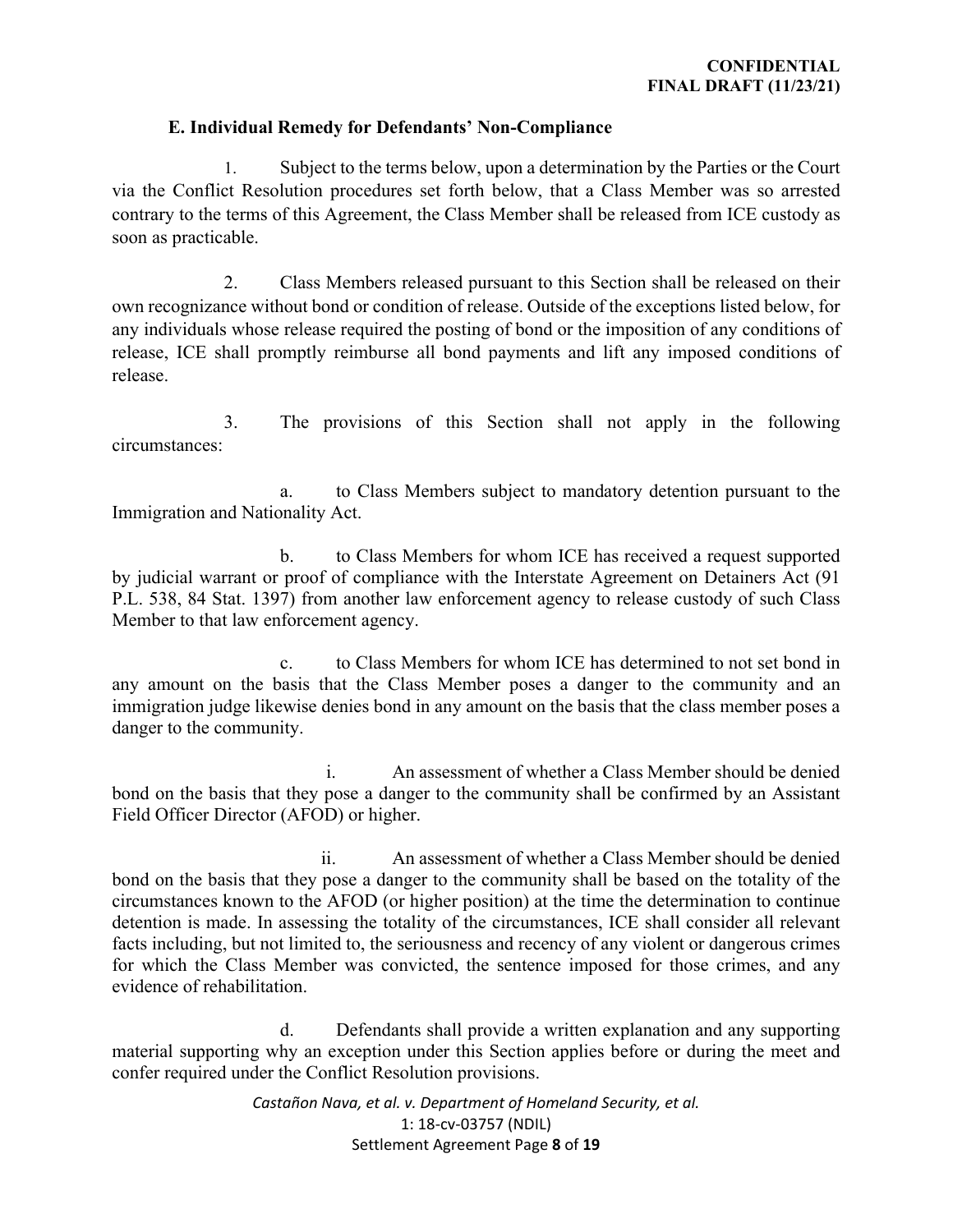### E. Individual Remedy for Defendants' Non-Compliance

1. Subject to the terms below, upon a determination by the Parties or the Court via the Conflict Resolution procedures set forth below, that a Class Member was so arrested contrary to the terms of this Agreement, the Class Member shall be released from ICE custody as soon as practicable.

2. Class Members released pursuant to this Section shall be released on their own recognizance without bond or condition of release. Outside of the exceptions listed below, for any individuals whose release required the posting of bond or the imposition of any conditions of release, ICE shall promptly reimburse all bond payments and lift any imposed conditions of release.

3. The provisions of this Section shall not apply in the following circumstances:

   a. to Class Members subject to mandatory detention pursuant to the Immigration and Nationality Act.

   b. to Class Members for whom ICE has received a request supported by judicial warrant or proof of compliance with the Interstate Agreement on Detainers Act (91 P.L. 538, 84 Stat. 1397) from another law enforcement agency to release custody of such Class Member to that law enforcement agency.

   c. to Class Members for whom ICE has determined to not set bond in any amount on the basis that the Class Member poses a danger to the community and an immigration judge likewise denies bond in any amount on the basis that the class member poses a danger to the community.

      i. An assessment of whether a Class Member should be denied bond on the basis that they pose a danger to the community shall be confirmed by an Assistant Field Officer Director (AFOD) or higher.

      ii. An assessment of whether a Class Member should be denied bond on the basis that they pose a danger to the community shall be based on the totality of the circumstances known to the AFOD (or higher position) at the time the determination to continue detention is made. In assessing the totality of the circumstances, ICE shall consider all relevant facts including, but not limited to, the seriousness and recency of any violent or dangerous crimes for which the Class Member was convicted, the sentence imposed for those crimes, and any evidence of rehabilitation.

   d. Defendants shall provide a written explanation and any supporting material supporting why an exception under this Section applies before or during the meet and confer required under the Conflict Resolution provisions.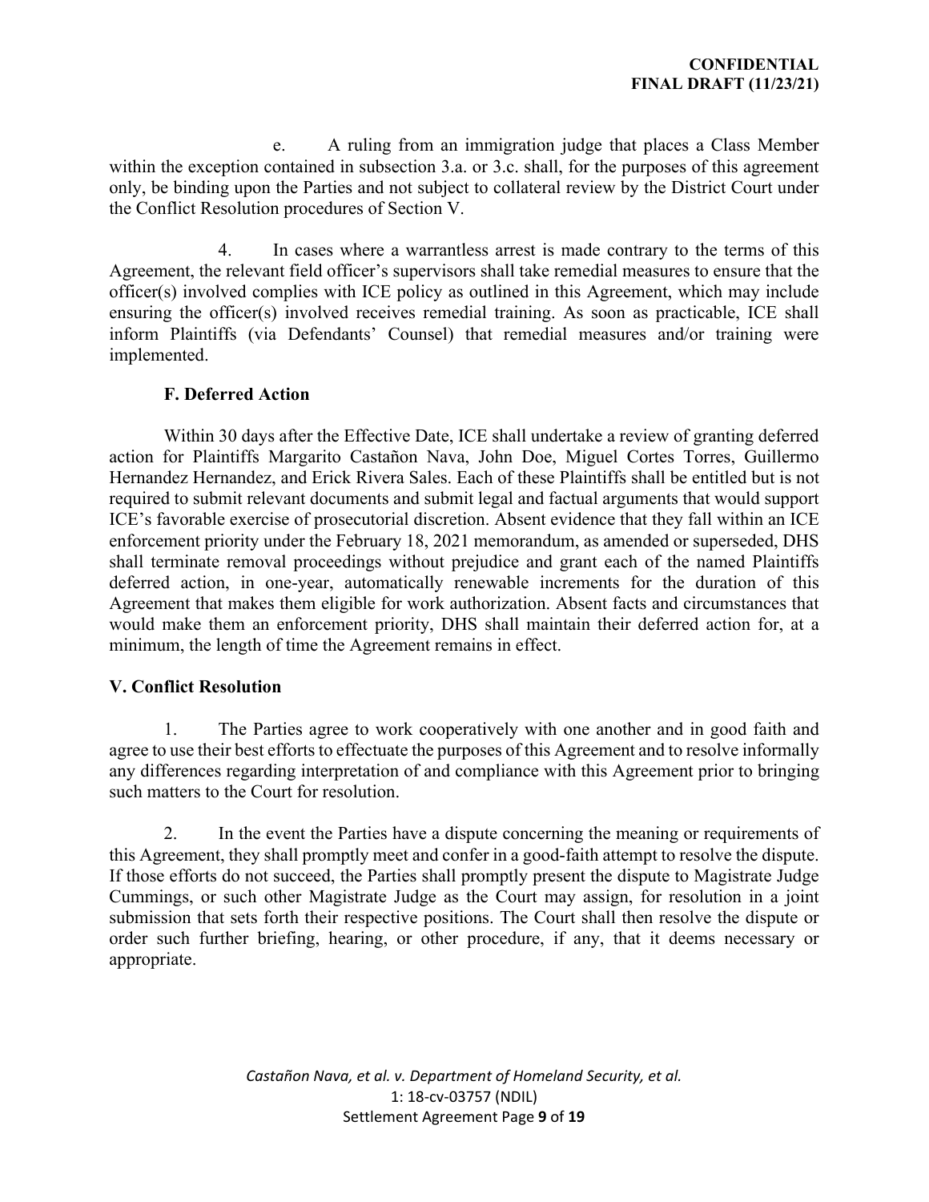e. A ruling from an immigration judge that places a Class Member within the exception contained in subsection 3.a. or 3.c. shall, for the purposes of this agreement only, be binding upon the Parties and not subject to collateral review by the District Court under the Conflict Resolution procedures of Section V.

4. In cases where a warrantless arrest is made contrary to the terms of this Agreement, the relevant field officer's supervisors shall take remedial measures to ensure that the officer(s) involved complies with ICE policy as outlined in this Agreement, which may include ensuring the officer(s) involved receives remedial training. As soon as practicable, ICE shall inform Plaintiffs (via Defendants' Counsel) that remedial measures and/or training were implemented.

### F. Deferred Action

Within 30 days after the Effective Date, ICE shall undertake a review of granting deferred action for Plaintiffs Margarito Castañon Nava, John Doe, Miguel Cortes Torres, Guillermo Hernandez Hernandez, and Erick Rivera Sales. Each of these Plaintiffs shall be entitled but is not required to submit relevant documents and submit legal and factual arguments that would support ICE's favorable exercise of prosecutorial discretion. Absent evidence that they fall within an ICE enforcement priority under the February 18, 2021 memorandum, as amended or superseded, DHS shall terminate removal proceedings without prejudice and grant each of the named Plaintiffs deferred action, in one-year, automatically renewable increments for the duration of this Agreement that makes them eligible for work authorization. Absent facts and circumstances that would make them an enforcement priority, DHS shall maintain their deferred action for, at a minimum, the length of time the Agreement remains in effect.

## V. Conflict Resolution

1. The Parties agree to work cooperatively with one another and in good faith and agree to use their best efforts to effectuate the purposes of this Agreement and to resolve informally any differences regarding interpretation of and compliance with this Agreement prior to bringing such matters to the Court for resolution.

2. In the event the Parties have a dispute concerning the meaning or requirements of this Agreement, they shall promptly meet and confer in a good-faith attempt to resolve the dispute. If those efforts do not succeed, the Parties shall promptly present the dispute to Magistrate Judge Cummings, or such other Magistrate Judge as the Court may assign, for resolution in a joint submission that sets forth their respective positions. The Court shall then resolve the dispute or order such further briefing, hearing, or other procedure, if any, that it deems necessary or appropriate.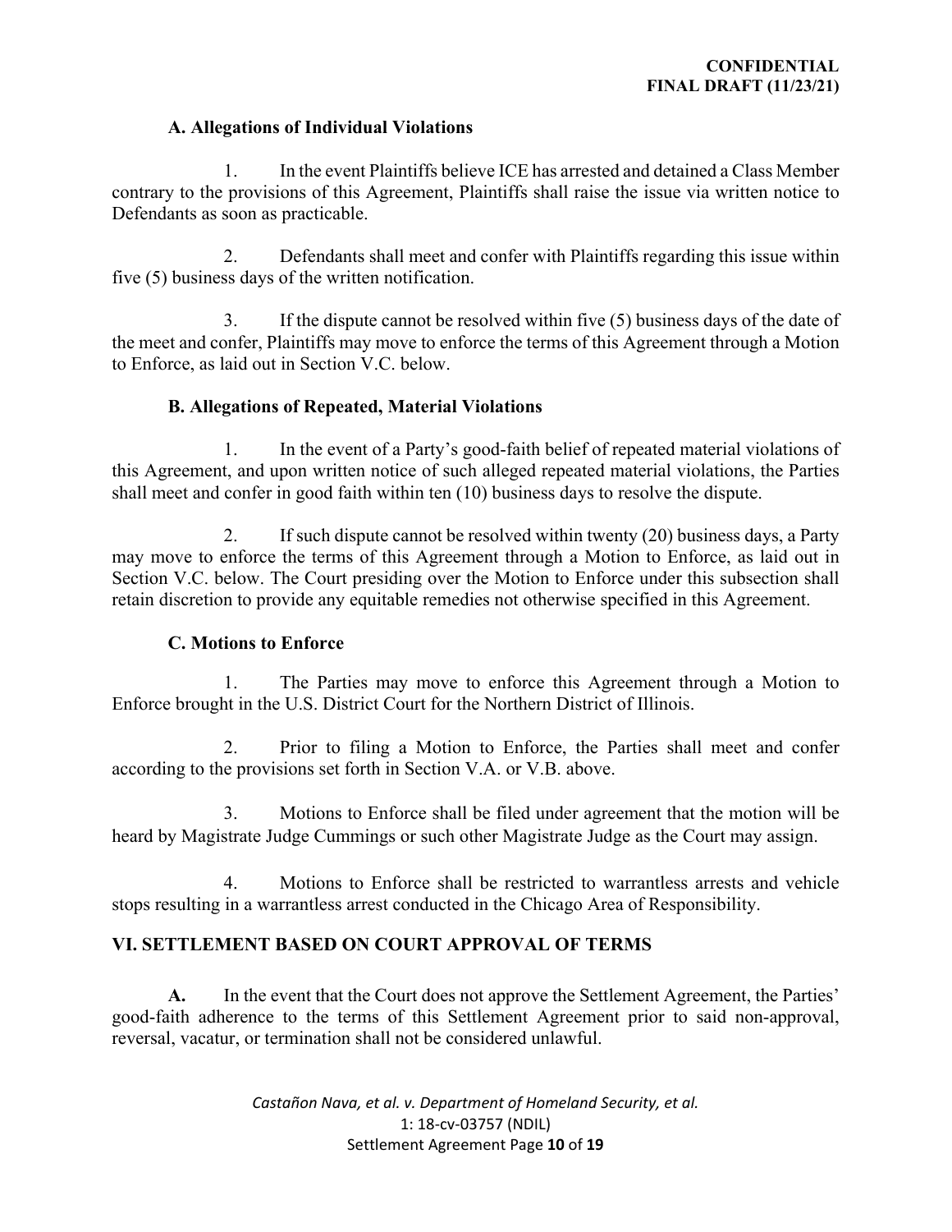### A. Allegations of Individual Violations

1. In the event Plaintiffs believe ICE has arrested and detained a Class Member contrary to the provisions of this Agreement, Plaintiffs shall raise the issue via written notice to Defendants as soon as practicable.

2. Defendants shall meet and confer with Plaintiffs regarding this issue within five (5) business days of the written notification.

3. If the dispute cannot be resolved within five (5) business days of the date of the meet and confer, Plaintiffs may move to enforce the terms of this Agreement through a Motion to Enforce, as laid out in Section V.C. below.

### B. Allegations of Repeated, Material Violations

1. In the event of a Party's good-faith belief of repeated material violations of this Agreement, and upon written notice of such alleged repeated material violations, the Parties shall meet and confer in good faith within ten (10) business days to resolve the dispute.

2. If such dispute cannot be resolved within twenty (20) business days, a Party may move to enforce the terms of this Agreement through a Motion to Enforce, as laid out in Section V.C. below. The Court presiding over the Motion to Enforce under this subsection shall retain discretion to provide any equitable remedies not otherwise specified in this Agreement.

### C. Motions to Enforce

1. The Parties may move to enforce this Agreement through a Motion to Enforce brought in the U.S. District Court for the Northern District of Illinois.

2. Prior to filing a Motion to Enforce, the Parties shall meet and confer according to the provisions set forth in Section V.A. or V.B. above.

3. Motions to Enforce shall be filed under agreement that the motion will be heard by Magistrate Judge Cummings or such other Magistrate Judge as the Court may assign.

4. Motions to Enforce shall be restricted to warrantless arrests and vehicle stops resulting in a warrantless arrest conducted in the Chicago Area of Responsibility.

## VI. SETTLEMENT BASED ON COURT APPROVAL OF TERMS

**A.** In the event that the Court does not approve the Settlement Agreement, the Parties' good-faith adherence to the terms of this Settlement Agreement prior to said non-approval, reversal, vacatur, or termination shall not be considered unlawful.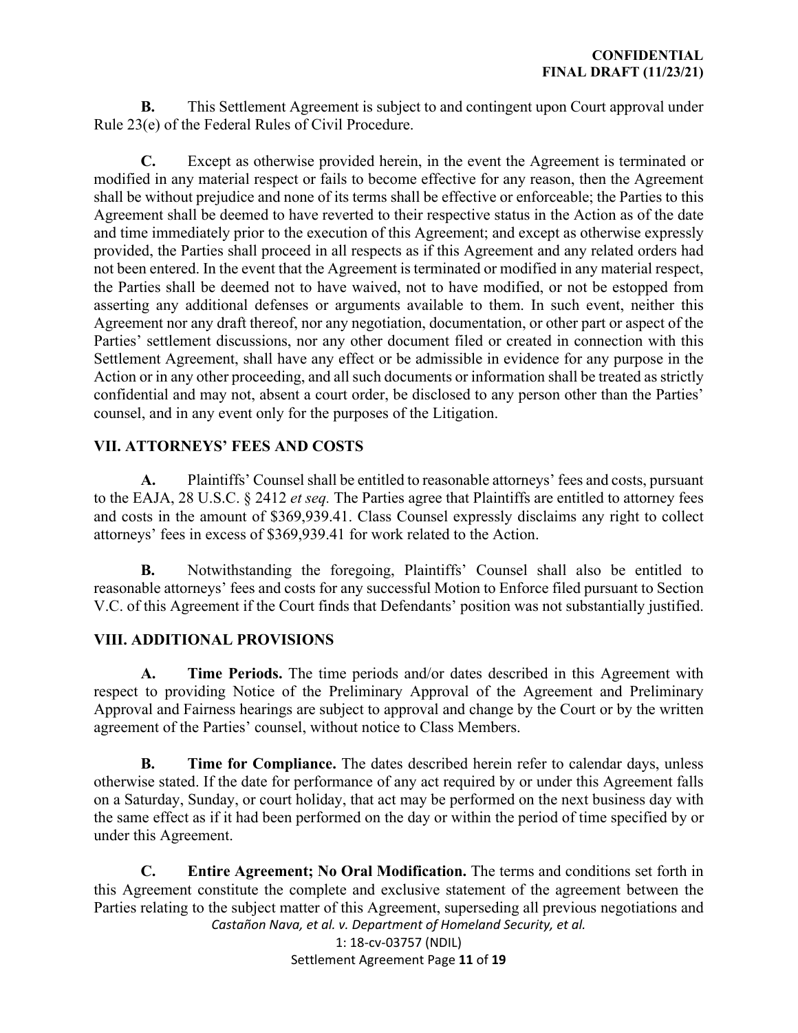**B.** This Settlement Agreement is subject to and contingent upon Court approval under Rule 23(e) of the Federal Rules of Civil Procedure.

**C.** Except as otherwise provided herein, in the event the Agreement is terminated or modified in any material respect or fails to become effective for any reason, then the Agreement shall be without prejudice and none of its terms shall be effective or enforceable; the Parties to this Agreement shall be deemed to have reverted to their respective status in the Action as of the date and time immediately prior to the execution of this Agreement; and except as otherwise expressly provided, the Parties shall proceed in all respects as if this Agreement and any related orders had not been entered. In the event that the Agreement is terminated or modified in any material respect, the Parties shall be deemed not to have waived, not to have modified, or not be estopped from asserting any additional defenses or arguments available to them. In such event, neither this Agreement nor any draft thereof, nor any negotiation, documentation, or other part or aspect of the Parties' settlement discussions, nor any other document filed or created in connection with this Settlement Agreement, shall have any effect or be admissible in evidence for any purpose in the Action or in any other proceeding, and all such documents or information shall be treated as strictly confidential and may not, absent a court order, be disclosed to any person other than the Parties' counsel, and in any event only for the purposes of the Litigation.

## VII. ATTORNEYS' FEES AND COSTS

**A.** Plaintiffs' Counsel shall be entitled to reasonable attorneys' fees and costs, pursuant to the EAJA, 28 U.S.C. § 2412 *et seq.* The Parties agree that Plaintiffs are entitled to attorney fees and costs in the amount of $369,939.41. Class Counsel expressly disclaims any right to collect attorneys' fees in excess of $369,939.41 for work related to the Action.

**B.** Notwithstanding the foregoing, Plaintiffs' Counsel shall also be entitled to reasonable attorneys' fees and costs for any successful Motion to Enforce filed pursuant to Section V.C. of this Agreement if the Court finds that Defendants' position was not substantially justified.

## VIII. ADDITIONAL PROVISIONS

**A. Time Periods.** The time periods and/or dates described in this Agreement with respect to providing Notice of the Preliminary Approval of the Agreement and Preliminary Approval and Fairness hearings are subject to approval and change by the Court or by the written agreement of the Parties' counsel, without notice to Class Members.

**B. Time for Compliance.** The dates described herein refer to calendar days, unless otherwise stated. If the date for performance of any act required by or under this Agreement falls on a Saturday, Sunday, or court holiday, that act may be performed on the next business day with the same effect as if it had been performed on the day or within the period of time specified by or under this Agreement.

**C. Entire Agreement; No Oral Modification.** The terms and conditions set forth in this Agreement constitute the complete and exclusive statement of the agreement between the Parties relating to the subject matter of this Agreement, superseding all previous negotiations and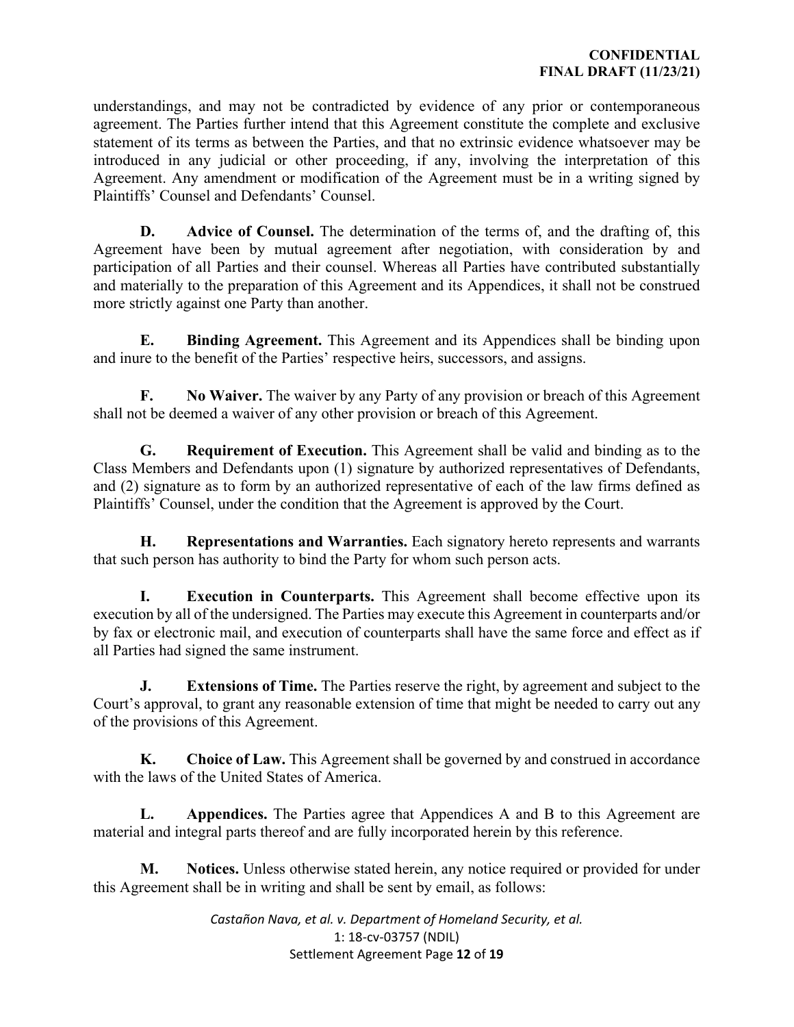understandings, and may not be contradicted by evidence of any prior or contemporaneous agreement. The Parties further intend that this Agreement constitute the complete and exclusive statement of its terms as between the Parties, and that no extrinsic evidence whatsoever may be introduced in any judicial or other proceeding, if any, involving the interpretation of this Agreement. Any amendment or modification of the Agreement must be in a writing signed by Plaintiffs' Counsel and Defendants' Counsel.

**D. Advice of Counsel.** The determination of the terms of, and the drafting of, this Agreement have been by mutual agreement after negotiation, with consideration by and participation of all Parties and their counsel. Whereas all Parties have contributed substantially and materially to the preparation of this Agreement and its Appendices, it shall not be construed more strictly against one Party than another.

**E. Binding Agreement.** This Agreement and its Appendices shall be binding upon and inure to the benefit of the Parties' respective heirs, successors, and assigns.

**F. No Waiver.** The waiver by any Party of any provision or breach of this Agreement shall not be deemed a waiver of any other provision or breach of this Agreement.

**G. Requirement of Execution.** This Agreement shall be valid and binding as to the Class Members and Defendants upon (1) signature by authorized representatives of Defendants, and (2) signature as to form by an authorized representative of each of the law firms defined as Plaintiffs' Counsel, under the condition that the Agreement is approved by the Court.

**H. Representations and Warranties.** Each signatory hereto represents and warrants that such person has authority to bind the Party for whom such person acts.

**I. Execution in Counterparts.** This Agreement shall become effective upon its execution by all of the undersigned. The Parties may execute this Agreement in counterparts and/or by fax or electronic mail, and execution of counterparts shall have the same force and effect as if all Parties had signed the same instrument.

**J. Extensions of Time.** The Parties reserve the right, by agreement and subject to the Court's approval, to grant any reasonable extension of time that might be needed to carry out any of the provisions of this Agreement.

**K. Choice of Law.** This Agreement shall be governed by and construed in accordance with the laws of the United States of America.

**L. Appendices.** The Parties agree that Appendices A and B to this Agreement are material and integral parts thereof and are fully incorporated herein by this reference.

**M. Notices.** Unless otherwise stated herein, any notice required or provided for under this Agreement shall be in writing and shall be sent by email, as follows: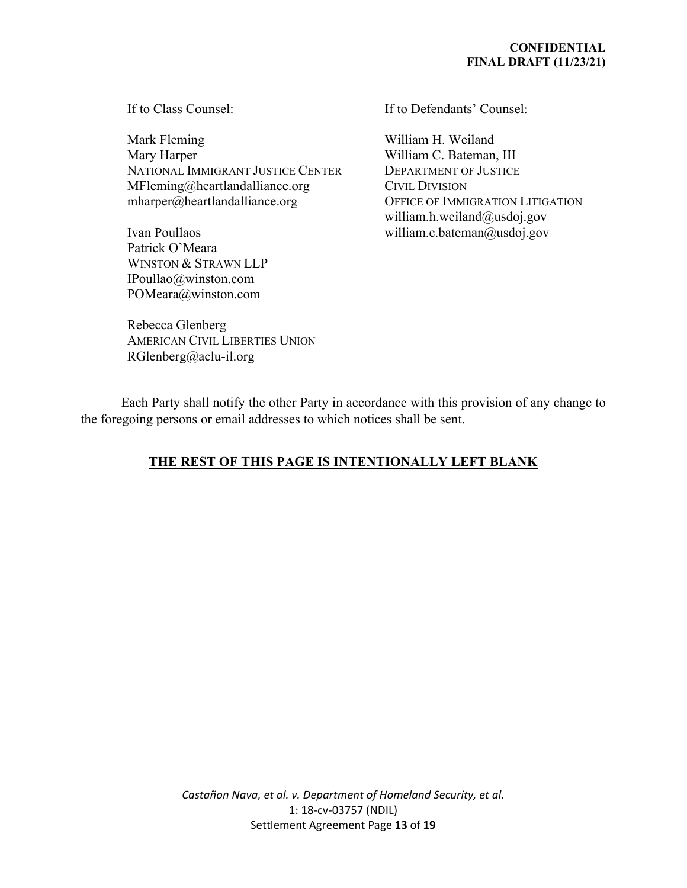If to Class Counsel:

Mark Fleming
Mary Harper
NATIONAL IMMIGRANT JUSTICE CENTER
MFleming@heartlandalliance.org
mharper@heartlandalliance.org

Ivan Poullaos
Patrick O'Meara
WINSTON & STRAWN LLP
IPoullao@winston.com
POMeara@winston.com

Rebecca Glenberg
AMERICAN CIVIL LIBERTIES UNION
RGlenberg@aclu-il.org

If to Defendants' Counsel:

William H. Weiland
William C. Bateman, III
DEPARTMENT OF JUSTICE
CIVIL DIVISION
OFFICE OF IMMIGRATION LITIGATION
william.h.weiland@usdoj.gov
william.c.bateman@usdoj.gov

Each Party shall notify the other Party in accordance with this provision of any change to the foregoing persons or email addresses to which notices shall be sent.

**THE REST OF THIS PAGE IS INTENTIONALLY LEFT BLANK**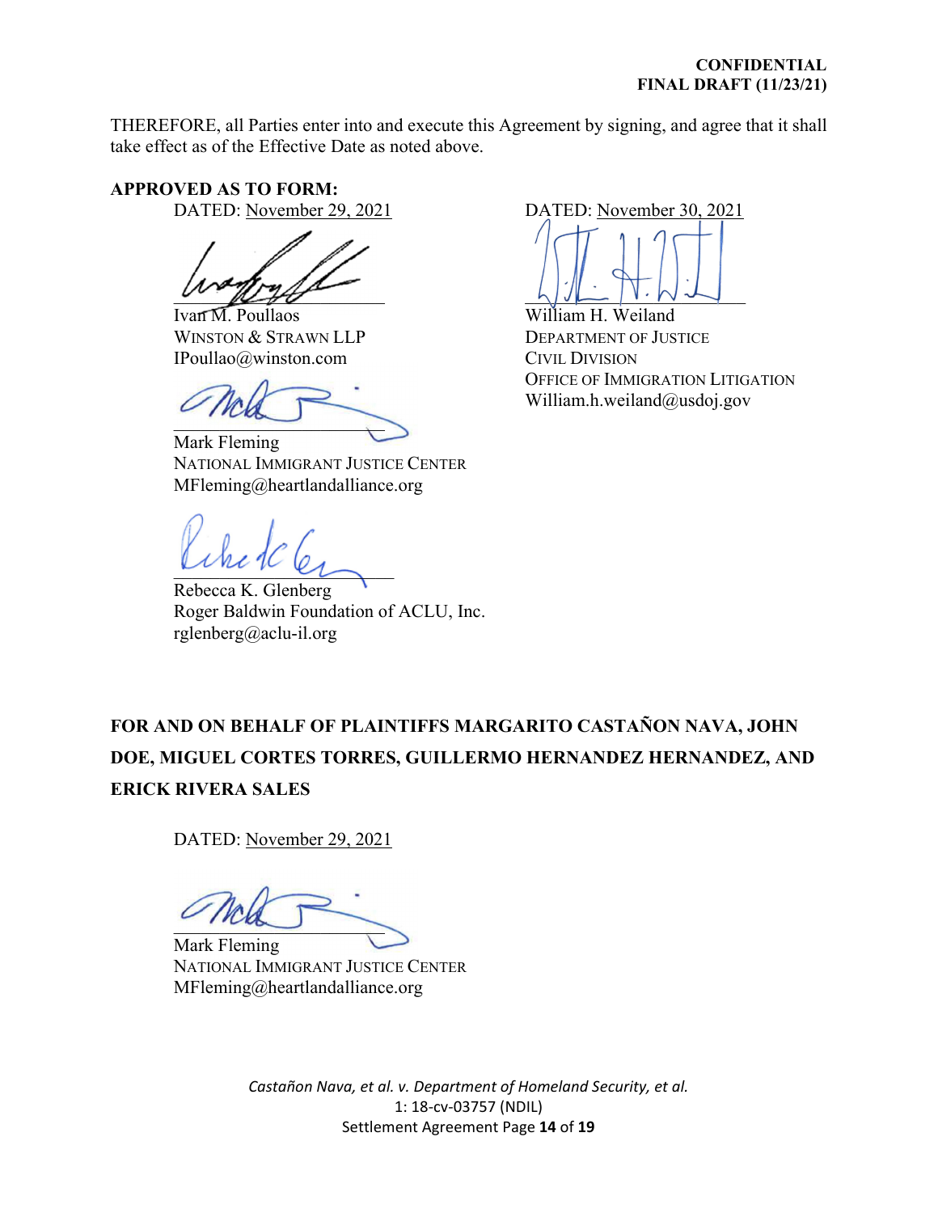**CONFIDENTIAL**
**FINAL DRAFT (11/23/21)**

THEREFORE, all Parties enter into and execute this Agreement by signing, and agree that it shall take effect as of the Effective Date as noted above.

**APPROVED AS TO FORM:**

DATED: November 29, 2021

Ivan M. Poullaos
WINSTON & STRAWN LLP
IPoullao@winston.com

Mark Fleming
NATIONAL IMMIGRANT JUSTICE CENTER
MFleming@heartlandalliance.org

Rebecca K. Glenberg
Roger Baldwin Foundation of ACLU, Inc.
rglenberg@aclu-il.org

DATED: November 30, 2021

William H. Weiland
DEPARTMENT OF JUSTICE
CIVIL DIVISION
OFFICE OF IMMIGRATION LITIGATION
William.h.weiland@usdoj.gov

**FOR AND ON BEHALF OF PLAINTIFFS MARGARITO CASTAÑON NAVA, JOHN DOE, MIGUEL CORTES TORRES, GUILLERMO HERNANDEZ HERNANDEZ, AND ERICK RIVERA SALES**

DATED: November 29, 2021

Mark Fleming
NATIONAL IMMIGRANT JUSTICE CENTER
MFleming@heartlandalliance.org

*Castañon Nava, et al. v. Department of Homeland Security, et al.*
1: 18-cv-03757 (NDIL)
Settlement Agreement Page **14** of **19**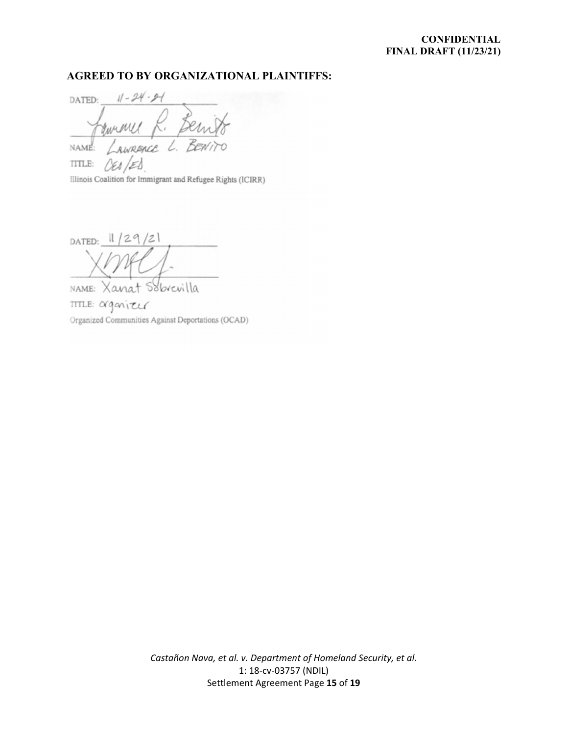CONFIDENTIAL
FINAL DRAFT (11/23/21)

**AGREED TO BY ORGANIZATIONAL PLAINTIFFS:**

DATED: 11-24-21

_______________________________

NAME: LAWRENCE L. BENITO

TITLE: CEO/ED

Illinois Coalition for Immigrant and Refugee Rights (ICIRR)

DATED: 11/29/21

_______________________________

NAME: Xanat Sobrevilla

TITLE: organizer

Organized Communities Against Deportations (OCAD)

*Castañon Nava, et al. v. Department of Homeland Security, et al.*
1: 18-cv-03757 (NDIL)
Settlement Agreement Page **15** of **19**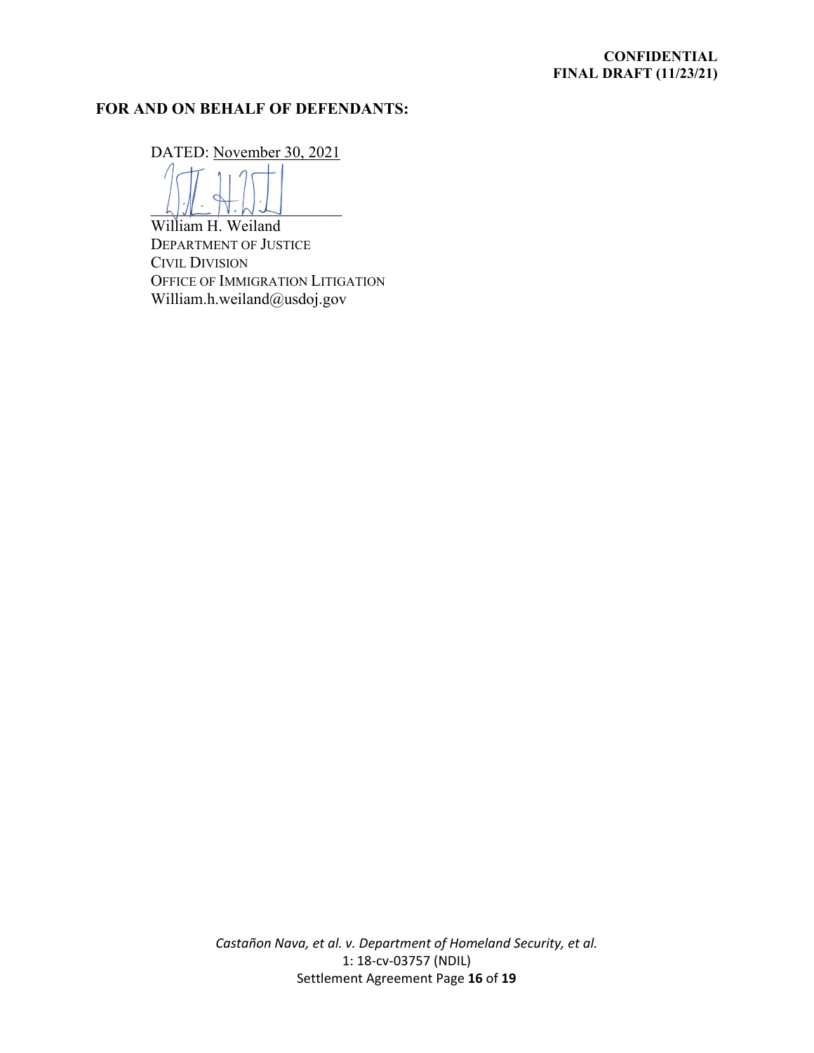**FOR AND ON BEHALF OF DEFENDANTS:**

DATED: November 30, 2021

\_\_\_\_\_\_\_\_\_\_\_\_\_\_\_\_\_\_\_\_\_\_\_\_\_\_\_\_

William H. Weiland
DEPARTMENT OF JUSTICE
CIVIL DIVISION
OFFICE OF IMMIGRATION LITIGATION
William.h.weiland@usdoj.gov